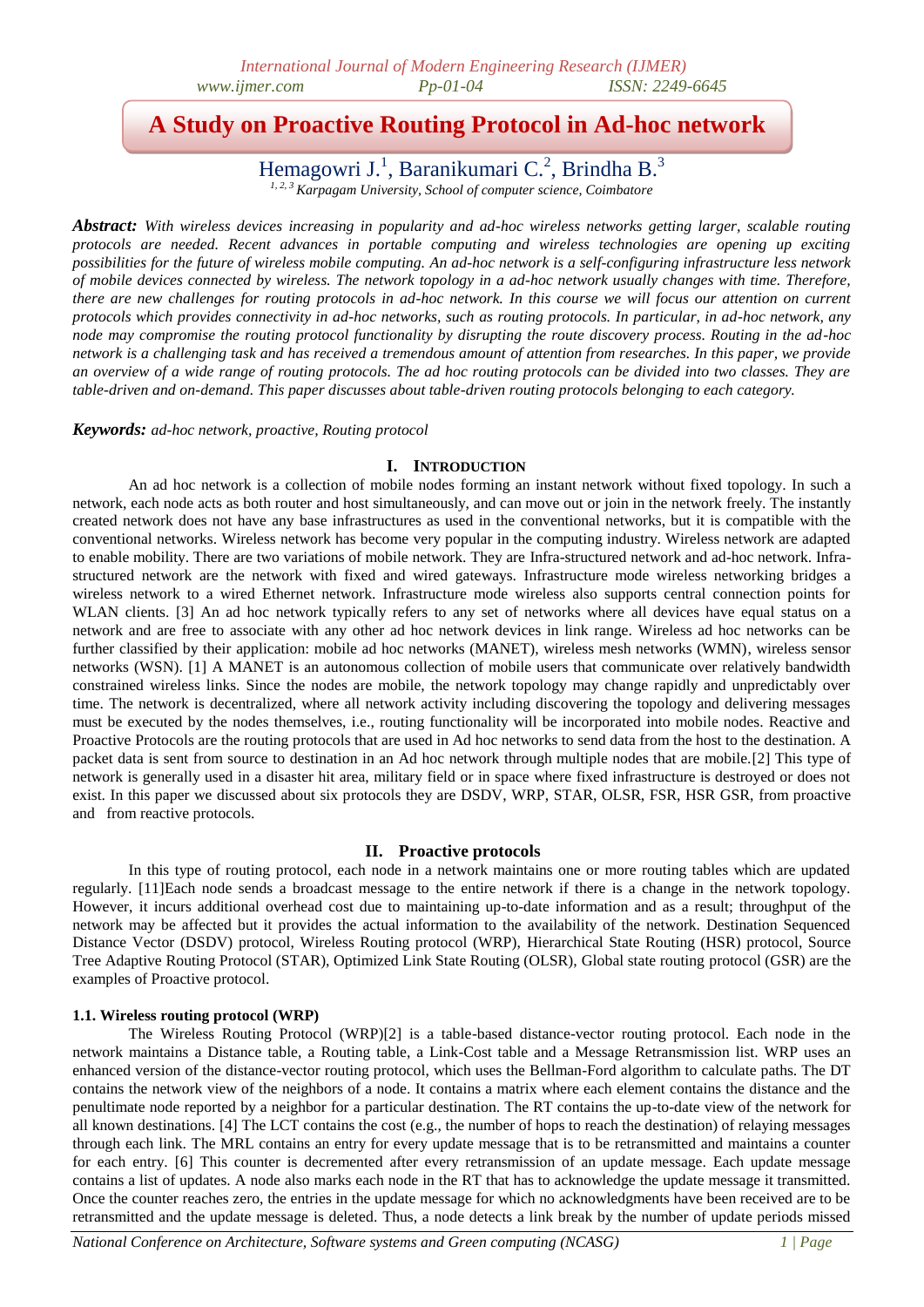# A Study on Proactive Routing Protocol in Ad-hoc network

Hemagowri J.[1], Baranikumari C.[2], Brindha B.[3]

[1, 2, 3] *Karpagam University, School of computer science, Coimbatore*

***Abstract:*** *With wireless devices increasing in popularity and ad-hoc wireless networks getting larger, scalable routing protocols are needed. Recent advances in portable computing and wireless technologies are opening up exciting possibilities for the future of wireless mobile computing. An ad-hoc network is a self-configuring infrastructure less network of mobile devices connected by wireless. The network topology in a ad-hoc network usually changes with time. Therefore, there are new challenges for routing protocols in ad-hoc network. In this course we will focus our attention on current protocols which provides connectivity in ad-hoc networks, such as routing protocols. In particular, in ad-hoc network, any node may compromise the routing protocol functionality by disrupting the route discovery process. Routing in the ad-hoc network is a challenging task and has received a tremendous amount of attention from researches. In this paper, we provide an overview of a wide range of routing protocols. The ad hoc routing protocols can be divided into two classes. They are table-driven and on-demand. This paper discusses about table-driven routing protocols belonging to each category.*

***Keywords:*** *ad-hoc network, proactive, Routing protocol*

## I. Introduction

An ad hoc network is a collection of mobile nodes forming an instant network without fixed topology. In such a network, each node acts as both router and host simultaneously, and can move out or join in the network freely. The instantly created network does not have any base infrastructures as used in the conventional networks, but it is compatible with the conventional networks. Wireless network has become very popular in the computing industry. Wireless network are adapted to enable mobility. There are two variations of mobile network. They are Infra-structured network and ad-hoc network. Infra-structured network are the network with fixed and wired gateways. Infrastructure mode wireless networking bridges a wireless network to a wired Ethernet network. Infrastructure mode wireless also supports central connection points for WLAN clients. [3] An ad hoc network typically refers to any set of networks where all devices have equal status on a network and are free to associate with any other ad hoc network devices in link range. Wireless ad hoc networks can be further classified by their application: mobile ad hoc networks (MANET), wireless mesh networks (WMN), wireless sensor networks (WSN). [1] A MANET is an autonomous collection of mobile users that communicate over relatively bandwidth constrained wireless links. Since the nodes are mobile, the network topology may change rapidly and unpredictably over time. The network is decentralized, where all network activity including discovering the topology and delivering messages must be executed by the nodes themselves, i.e., routing functionality will be incorporated into mobile nodes. Reactive and Proactive Protocols are the routing protocols that are used in Ad hoc networks to send data from the host to the destination. A packet data is sent from source to destination in an Ad hoc network through multiple nodes that are mobile.[2] This type of network is generally used in a disaster hit area, military field or in space where fixed infrastructure is destroyed or does not exist. In this paper we discussed about six protocols they are DSDV, WRP, STAR, OLSR, FSR, HSR GSR, from proactive and from reactive protocols.

## II. Proactive protocols

In this type of routing protocol, each node in a network maintains one or more routing tables which are updated regularly. [11]Each node sends a broadcast message to the entire network if there is a change in the network topology. However, it incurs additional overhead cost due to maintaining up-to-date information and as a result; throughput of the network may be affected but it provides the actual information to the availability of the network. Destination Sequenced Distance Vector (DSDV) protocol, Wireless Routing protocol (WRP), Hierarchical State Routing (HSR) protocol, Source Tree Adaptive Routing Protocol (STAR), Optimized Link State Routing (OLSR), Global state routing protocol (GSR) are the examples of Proactive protocol.

### 1.1. Wireless routing protocol (WRP)

The Wireless Routing Protocol (WRP)[2] is a table-based distance-vector routing protocol. Each node in the network maintains a Distance table, a Routing table, a Link-Cost table and a Message Retransmission list. WRP uses an enhanced version of the distance-vector routing protocol, which uses the Bellman-Ford algorithm to calculate paths. The DT contains the network view of the neighbors of a node. It contains a matrix where each element contains the distance and the penultimate node reported by a neighbor for a particular destination. The RT contains the up-to-date view of the network for all known destinations. [4] The LCT contains the cost (e.g., the number of hops to reach the destination) of relaying messages through each link. The MRL contains an entry for every update message that is to be retransmitted and maintains a counter for each entry. [6] This counter is decremented after every retransmission of an update message. Each update message contains a list of updates. A node also marks each node in the RT that has to acknowledge the update message it transmitted. Once the counter reaches zero, the entries in the update message for which no acknowledgments have been received are to be retransmitted and the update message is deleted. Thus, a node detects a link break by the number of update periods missed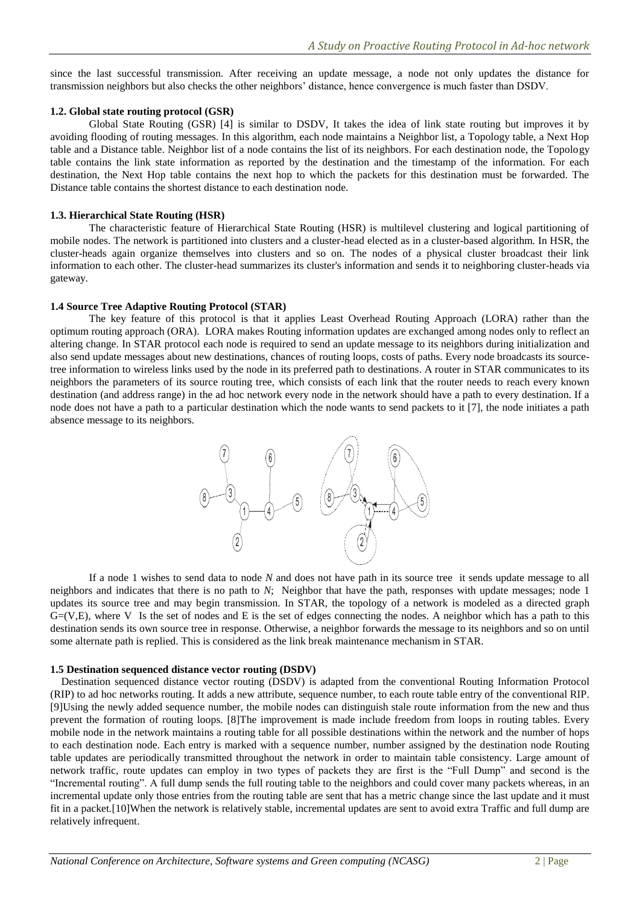since the last successful transmission. After receiving an update message, a node not only updates the distance for transmission neighbors but also checks the other neighbors' distance, hence convergence is much faster than DSDV.

### 1.2. Global state routing protocol (GSR)

Global State Routing (GSR) [4] is similar to DSDV, It takes the idea of link state routing but improves it by avoiding flooding of routing messages. In this algorithm, each node maintains a Neighbor list, a Topology table, a Next Hop table and a Distance table. Neighbor list of a node contains the list of its neighbors. For each destination node, the Topology table contains the link state information as reported by the destination and the timestamp of the information. For each destination, the Next Hop table contains the next hop to which the packets for this destination must be forwarded. The Distance table contains the shortest distance to each destination node.

### 1.3. Hierarchical State Routing (HSR)

The characteristic feature of Hierarchical State Routing (HSR) is multilevel clustering and logical partitioning of mobile nodes. The network is partitioned into clusters and a cluster-head elected as in a cluster-based algorithm. In HSR, the cluster-heads again organize themselves into clusters and so on. The nodes of a physical cluster broadcast their link information to each other. The cluster-head summarizes its cluster's information and sends it to neighboring cluster-heads via gateway.

### 1.4 Source Tree Adaptive Routing Protocol (STAR)

The key feature of this protocol is that it applies Least Overhead Routing Approach (LORA) rather than the optimum routing approach (ORA). LORA makes Routing information updates are exchanged among nodes only to reflect an altering change. In STAR protocol each node is required to send an update message to its neighbors during initialization and also send update messages about new destinations, chances of routing loops, costs of paths. Every node broadcasts its source-tree information to wireless links used by the node in its preferred path to destinations. A router in STAR communicates to its neighbors the parameters of its source routing tree, which consists of each link that the router needs to reach every known destination (and address range) in the ad hoc network every node in the network should have a path to every destination. If a node does not have a path to a particular destination which the node wants to send packets to it [7], the node initiates a path absence message to its neighbors.

If a node 1 wishes to send data to node *N* and does not have path in its source tree it sends update message to all neighbors and indicates that there is no path to *N*; Neighbor that have the path, responses with update messages; node 1 updates its source tree and may begin transmission. In STAR, the topology of a network is modeled as a directed graph $G=(V,E)$, where V Is the set of nodes and E is the set of edges connecting the nodes. A neighbor which has a path to this destination sends its own source tree in response. Otherwise, a neighbor forwards the message to its neighbors and so on until some alternate path is replied. This is considered as the link break maintenance mechanism in STAR.

### 1.5 Destination sequenced distance vector routing (DSDV)

Destination sequenced distance vector routing (DSDV) is adapted from the conventional Routing Information Protocol (RIP) to ad hoc networks routing. It adds a new attribute, sequence number, to each route table entry of the conventional RIP. [9]Using the newly added sequence number, the mobile nodes can distinguish stale route information from the new and thus prevent the formation of routing loops. [8]The improvement is made include freedom from loops in routing tables. Every mobile node in the network maintains a routing table for all possible destinations within the network and the number of hops to each destination node. Each entry is marked with a sequence number, number assigned by the destination node Routing table updates are periodically transmitted throughout the network in order to maintain table consistency. Large amount of network traffic, route updates can employ in two types of packets they are first is the "Full Dump" and second is the "Incremental routing". A full dump sends the full routing table to the neighbors and could cover many packets whereas, in an incremental update only those entries from the routing table are sent that has a metric change since the last update and it must fit in a packet.[10]When the network is relatively stable, incremental updates are sent to avoid extra Traffic and full dump are relatively infrequent.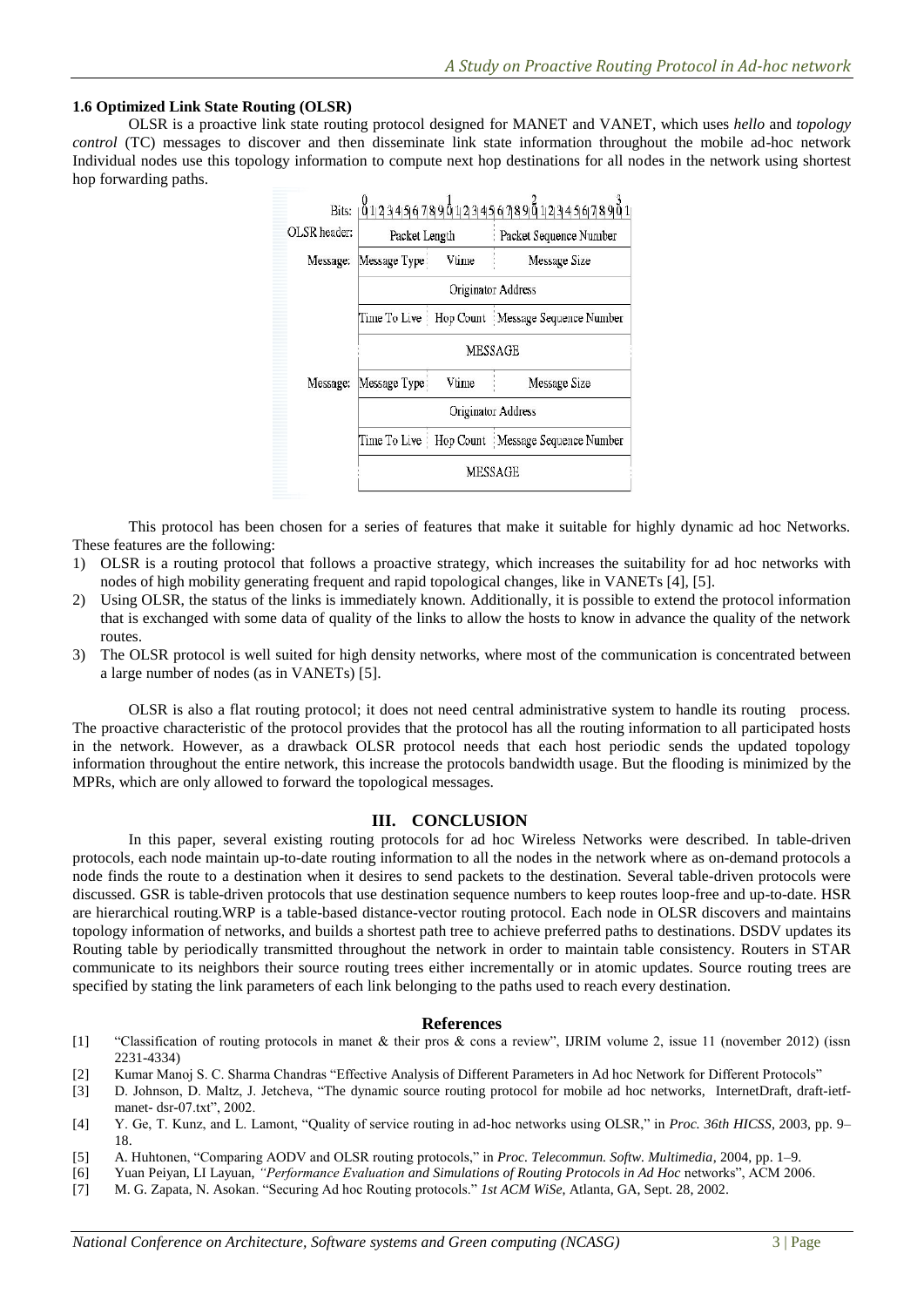### 1.6 Optimized Link State Routing (OLSR)

OLSR is a proactive link state routing protocol designed for MANET and VANET, which uses *hello* and *topology control* (TC) messages to discover and then disseminate link state information throughout the mobile ad-hoc network Individual nodes use this topology information to compute next hop destinations for all nodes in the network using shortest hop forwarding paths.

| Bits: | 0–7 | 8–15 | 16–31 |
|---|---|---|---|
| OLSR header: | Packet Length | | Packet Sequence Number |
| Message: | Message Type | Vtime | Message Size |
| | Originator Address | | |
| | Time To Live | Hop Count | Message Sequence Number |
| | MESSAGE | | |
| Message: | Message Type | Vtime | Message Size |
| | Originator Address | | |
| | Time To Live | Hop Count | Message Sequence Number |
| | MESSAGE | | |

This protocol has been chosen for a series of features that make it suitable for highly dynamic ad hoc Networks. These features are the following:

1) OLSR is a routing protocol that follows a proactive strategy, which increases the suitability for ad hoc networks with nodes of high mobility generating frequent and rapid topological changes, like in VANETs [4], [5].
2) Using OLSR, the status of the links is immediately known. Additionally, it is possible to extend the protocol information that is exchanged with some data of quality of the links to allow the hosts to know in advance the quality of the network routes.
3) The OLSR protocol is well suited for high density networks, where most of the communication is concentrated between a large number of nodes (as in VANETs) [5].

OLSR is also a flat routing protocol; it does not need central administrative system to handle its routing process. The proactive characteristic of the protocol provides that the protocol has all the routing information to all participated hosts in the network. However, as a drawback OLSR protocol needs that each host periodic sends the updated topology information throughout the entire network, this increase the protocols bandwidth usage. But the flooding is minimized by the MPRs, which are only allowed to forward the topological messages.

## III. CONCLUSION

In this paper, several existing routing protocols for ad hoc Wireless Networks were described. In table-driven protocols, each node maintain up-to-date routing information to all the nodes in the network where as on-demand protocols a node finds the route to a destination when it desires to send packets to the destination. Several table-driven protocols were discussed. GSR is table-driven protocols that use destination sequence numbers to keep routes loop-free and up-to-date. HSR are hierarchical routing.WRP is a table-based distance-vector routing protocol. Each node in OLSR discovers and maintains topology information of networks, and builds a shortest path tree to achieve preferred paths to destinations. DSDV updates its Routing table by periodically transmitted throughout the network in order to maintain table consistency. Routers in STAR communicate to its neighbors their source routing trees either incrementally or in atomic updates. Source routing trees are specified by stating the link parameters of each link belonging to the paths used to reach every destination.

## References

[1] "Classification of routing protocols in manet & their pros & cons a review", IJRIM volume 2, issue 11 (november 2012) (issn 2231-4334)

[2] Kumar Manoj S. C. Sharma Chandras "Effective Analysis of Different Parameters in Ad hoc Network for Different Protocols"

[3] D. Johnson, D. Maltz, J. Jetcheva, "The dynamic source routing protocol for mobile ad hoc networks, InternetDraft, draft-ietf-manet- dsr-07.txt", 2002.

[4] Y. Ge, T. Kunz, and L. Lamont, "Quality of service routing in ad-hoc networks using OLSR," in *Proc. 36th HICSS*, 2003, pp. 9–18.

[5] A. Huhtonen, "Comparing AODV and OLSR routing protocols," in *Proc. Telecommun. Softw. Multimedia*, 2004, pp. 1–9.

[6] Yuan Peiyan, LI Layuan, *"Performance Evaluation and Simulations of Routing Protocols in Ad Hoc* networks", ACM 2006.

[7] M. G. Zapata, N. Asokan. "Securing Ad hoc Routing protocols." *1st ACM WiSe*, Atlanta, GA, Sept. 28, 2002.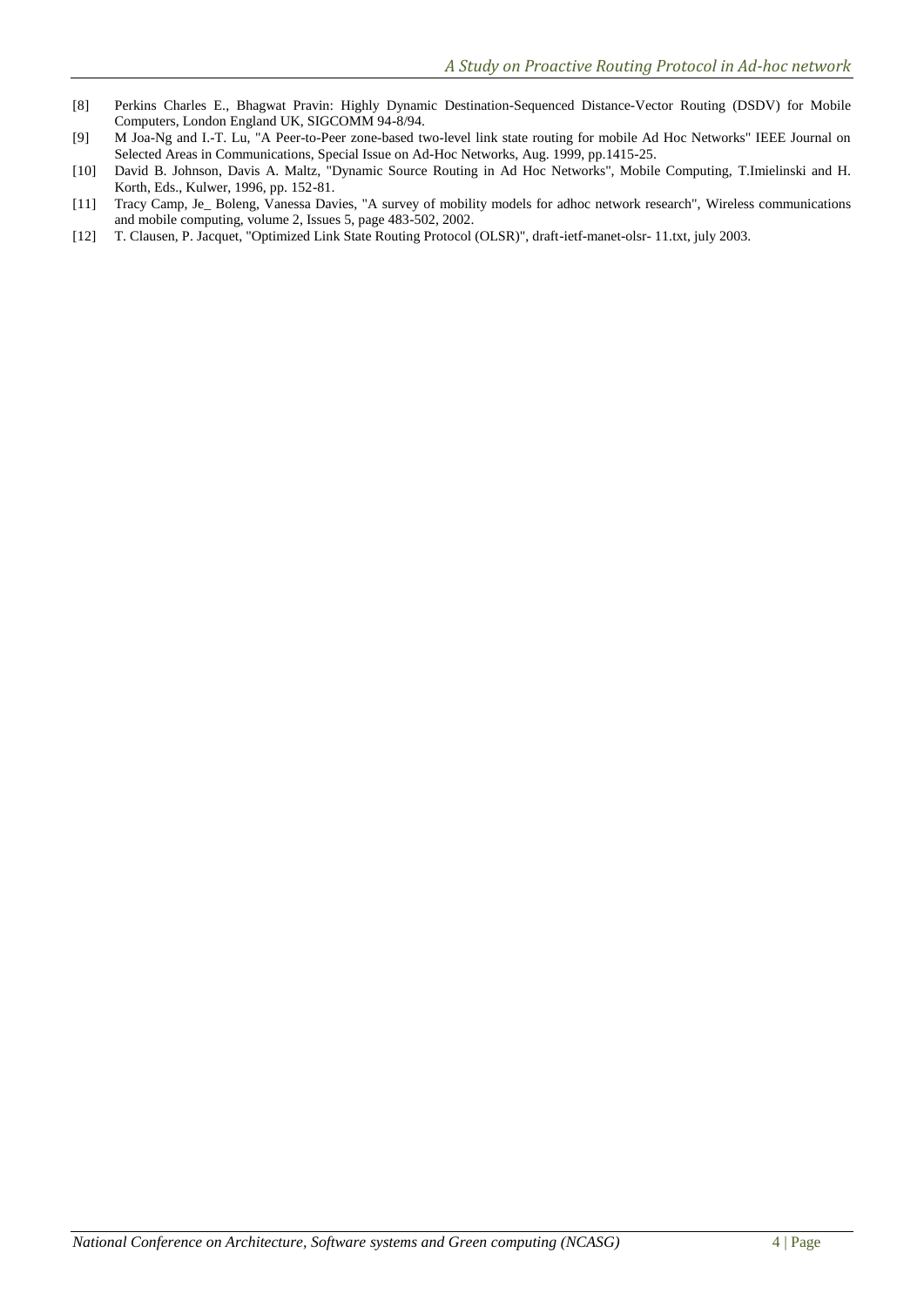[8] Perkins Charles E., Bhagwat Pravin: Highly Dynamic Destination-Sequenced Distance-Vector Routing (DSDV) for Mobile Computers, London England UK, SIGCOMM 94-8/94.

[9] M Joa-Ng and I.-T. Lu, "A Peer-to-Peer zone-based two-level link state routing for mobile Ad Hoc Networks" IEEE Journal on Selected Areas in Communications, Special Issue on Ad-Hoc Networks, Aug. 1999, pp.1415-25.

[10] David B. Johnson, Davis A. Maltz, "Dynamic Source Routing in Ad Hoc Networks", Mobile Computing, T.Imielinski and H. Korth, Eds., Kulwer, 1996, pp. 152-81.

[11] Tracy Camp, Je_ Boleng, Vanessa Davies, "A survey of mobility models for adhoc network research", Wireless communications and mobile computing, volume 2, Issues 5, page 483-502, 2002.

[12] T. Clausen, P. Jacquet, "Optimized Link State Routing Protocol (OLSR)", draft-ietf-manet-olsr- 11.txt, july 2003.